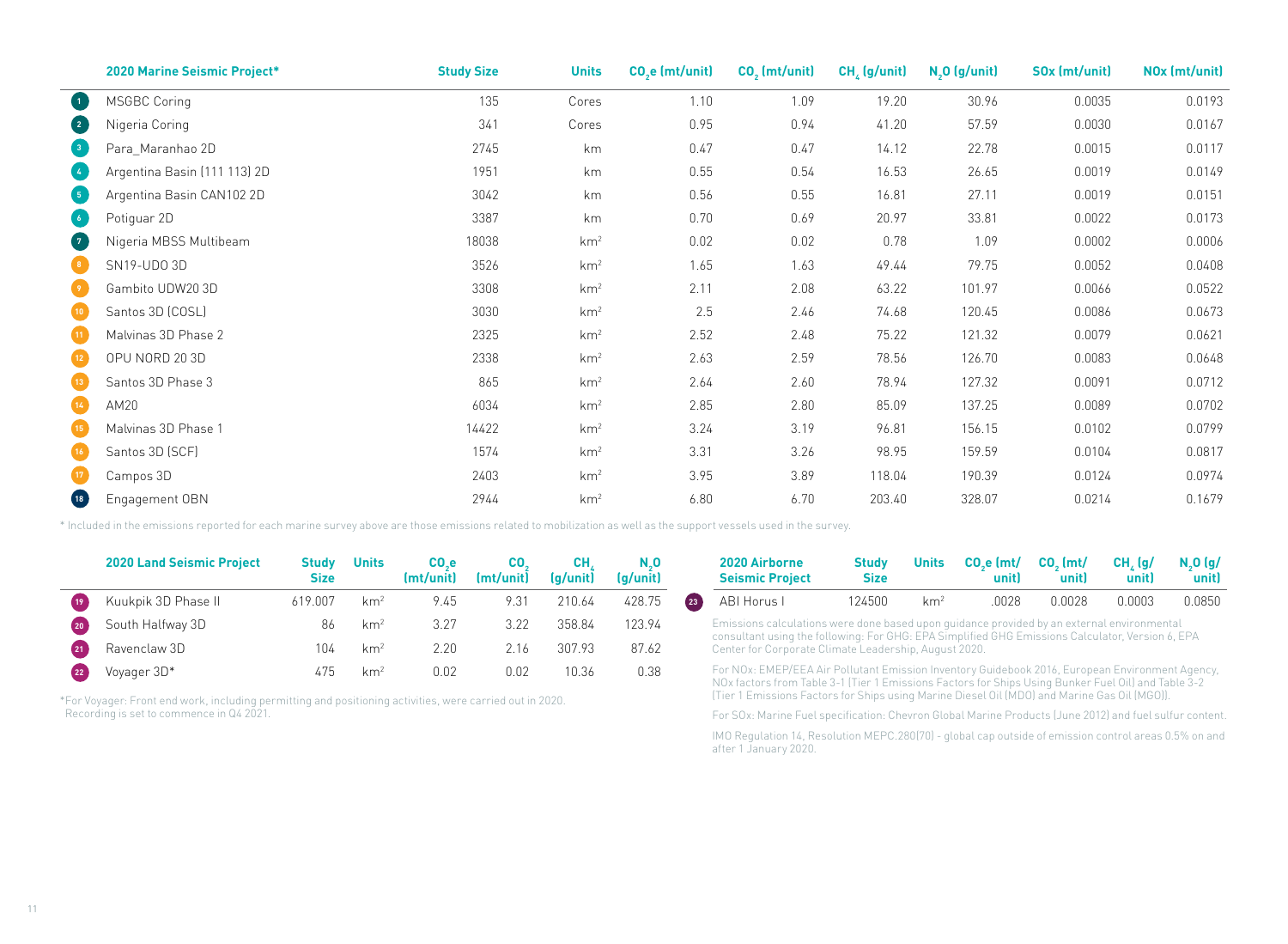| | 2020 Marine Seismic Project* | Study Size | Units | $CO_2e$ (mt/unit) | $CO_2$ (mt/unit) | $CH_4$ (g/unit) | $N_2O$ (g/unit) | SOx (mt/unit) | NOx (mt/unit) |
|---|---|---|---|---|---|---|---|---|---|
| 1 | MSGBC Coring | 135 | Cores | 1.10 | 1.09 | 19.20 | 30.96 | 0.0035 | 0.0193 |
| 2 | Nigeria Coring | 341 | Cores | 0.95 | 0.94 | 41.20 | 57.59 | 0.0030 | 0.0167 |
| 3 | Para_Maranhao 2D | 2745 | km | 0.47 | 0.47 | 14.12 | 22.78 | 0.0015 | 0.0117 |
| 4 | Argentina Basin (111 113) 2D | 1951 | km | 0.55 | 0.54 | 16.53 | 26.65 | 0.0019 | 0.0149 |
| 5 | Argentina Basin CAN102 2D | 3042 | km | 0.56 | 0.55 | 16.81 | 27.11 | 0.0019 | 0.0151 |
| 6 | Potiguar 2D | 3387 | km | 0.70 | 0.69 | 20.97 | 33.81 | 0.0022 | 0.0173 |
| 7 | Nigeria MBSS Multibeam | 18038 | $km^2$ | 0.02 | 0.02 | 0.78 | 1.09 | 0.0002 | 0.0006 |
| 8 | SN19-UDO 3D | 3526 | $km^2$ | 1.65 | 1.63 | 49.44 | 79.75 | 0.0052 | 0.0408 |
| 9 | Gambito UDW20 3D | 3308 | $km^2$ | 2.11 | 2.08 | 63.22 | 101.97 | 0.0066 | 0.0522 |
| 10 | Santos 3D (COSL) | 3030 | $km^2$ | 2.5 | 2.46 | 74.68 | 120.45 | 0.0086 | 0.0673 |
| 11 | Malvinas 3D Phase 2 | 2325 | $km^2$ | 2.52 | 2.48 | 75.22 | 121.32 | 0.0079 | 0.0621 |
| 12 | OPU NORD 20 3D | 2338 | $km^2$ | 2.63 | 2.59 | 78.56 | 126.70 | 0.0083 | 0.0648 |
| 13 | Santos 3D Phase 3 | 865 | $km^2$ | 2.64 | 2.60 | 78.94 | 127.32 | 0.0091 | 0.0712 |
| 14 | AM20 | 6034 | $km^2$ | 2.85 | 2.80 | 85.09 | 137.25 | 0.0089 | 0.0702 |
| 15 | Malvinas 3D Phase 1 | 14422 | $km^2$ | 3.24 | 3.19 | 96.81 | 156.15 | 0.0102 | 0.0799 |
| 16 | Santos 3D (SCF) | 1574 | $km^2$ | 3.31 | 3.26 | 98.95 | 159.59 | 0.0104 | 0.0817 |
| 17 | Campos 3D | 2403 | $km^2$ | 3.95 | 3.89 | 118.04 | 190.39 | 0.0124 | 0.0974 |
| 18 | Engagement OBN | 2944 | $km^2$ | 6.80 | 6.70 | 203.40 | 328.07 | 0.0214 | 0.1679 |

* Included in the emissions reported for each marine survey above are those emissions related to mobilization as well as the support vessels used in the survey.

| | 2020 Land Seismic Project | Study Size | Units | $CO_2e$ (mt/unit) | $CO_2$ (mt/unit) | $CH_4$ (g/unit) | $N_2O$ (g/unit) |
|---|---|---|---|---|---|---|---|
| 19 | Kuukpik 3D Phase II | 619.007 | $km^2$ | 9.45 | 9.31 | 210.64 | 428.75 |
| 20 | South Halfway 3D | 86 | $km^2$ | 3.27 | 3.22 | 358.84 | 123.94 |
| 21 | Ravenclaw 3D | 104 | $km^2$ | 2.20 | 2.16 | 307.93 | 87.62 |
| 22 | Voyager 3D* | 475 | $km^2$ | 0.02 | 0.02 | 10.36 | 0.38 |

*For Voyager: Front end work, including permitting and positioning activities, were carried out in 2020. Recording is set to commence in Q4 2021.

| | 2020 Airborne Seismic Project | Study Size | Units | $CO_2e$ (mt/unit) | $CO_2$ (mt/unit) | $CH_4$ (g/unit) | $N_2O$ (g/unit) |
|---|---|---|---|---|---|---|---|
| 23 | ABI Horus I | 124500 | $km^2$ | .0028 | 0.0028 | 0.0003 | 0.0850 |

Emissions calculations were done based upon guidance provided by an external environmental consultant using the following: For GHG: EPA Simplified GHG Emissions Calculator, Version 6, EPA Center for Corporate Climate Leadership, August 2020.

For NOx: EMEP/EEA Air Pollutant Emission Inventory Guidebook 2016, European Environment Agency, NOx factors from Table 3-1 (Tier 1 Emissions Factors for Ships Using Bunker Fuel Oil) and Table 3-2 (Tier 1 Emissions Factors for Ships using Marine Diesel Oil (MDO) and Marine Gas Oil (MGO)).

For SOx: Marine Fuel specification: Chevron Global Marine Products (June 2012) and fuel sulfur content.

IMO Regulation 14, Resolution MEPC.280(70) - global cap outside of emission control areas 0.5% on and after 1 January 2020.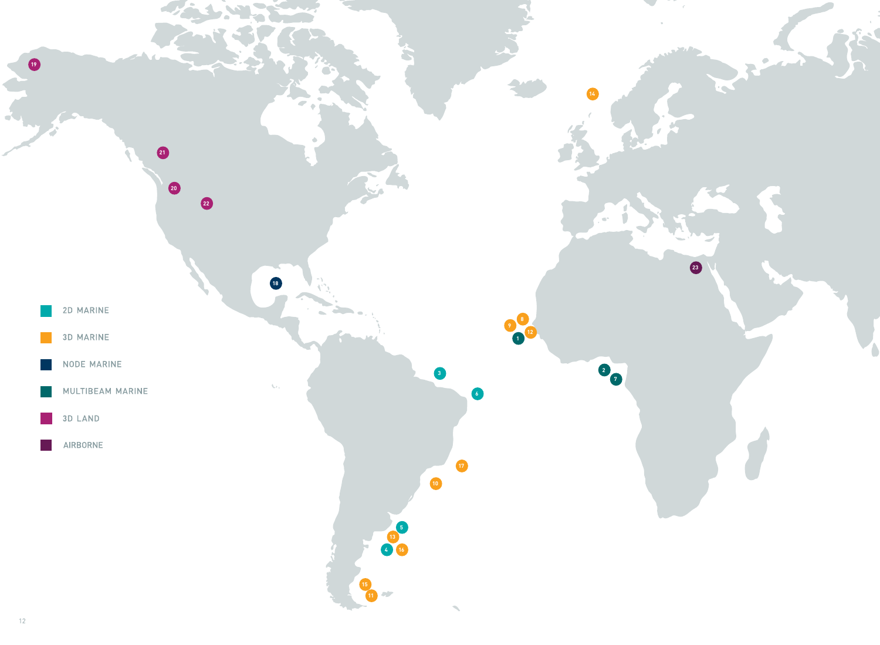2D MARINE

3D MARINE

NODE MARINE

MULTIBEAM MARINE

3D LAND

AIRBORNE

1
2
3
4
5
6
7
8
9
10
11
12
13
14
15
16
17
18
19
20
21
22
23